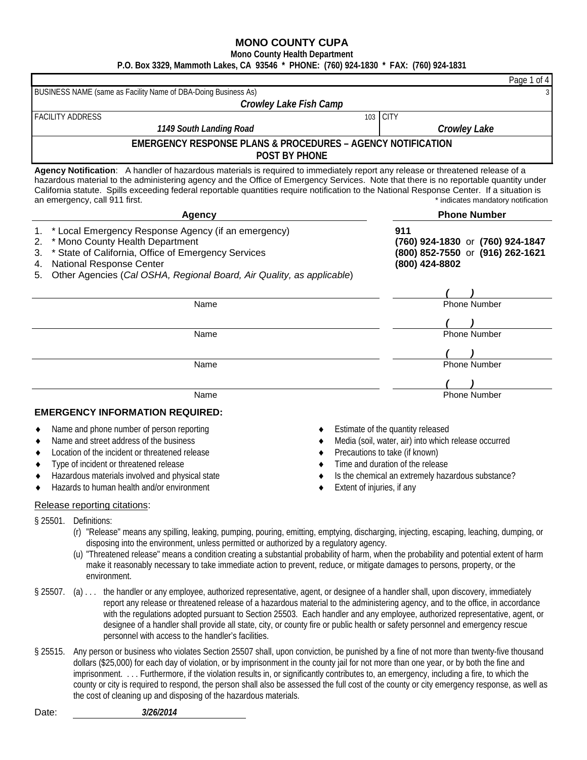# MONO COUNTY CUPA

**Mono County Health Department**

**P.O. Box 3329, Mammoth Lakes, CA 93546 * PHONE: (760) 924-1830 * FAX: (760) 924-1831**

| BUSINESS NAME (same as Facility Name of DBA-Doing Business As) 3 | |
|---|---|
| *Crowley Lake Fish Camp* | |
| FACILITY ADDRESS 103 | CITY |
| *1149 South Landing Road* | *Crowley Lake* |

## EMERGENCY RESPONSE PLANS & PROCEDURES – AGENCY NOTIFICATION
## POST BY PHONE

**Agency Notification**: A handler of hazardous materials is required to immediately report any release or threatened release of a hazardous material to the administering agency and the Office of Emergency Services. Note that there is no reportable quantity under California statute. Spills exceeding federal reportable quantities require notification to the National Response Center. If a situation is an emergency, call 911 first.

\* indicates mandatory notification

| Agency | Phone Number |
|---|---|
| 1. * Local Emergency Response Agency (if an emergency) | **911** |
| 2. * Mono County Health Department | **(760) 924-1830** or **(760) 924-1847** |
| 3. * State of California, Office of Emergency Services | **(800) 852-7550** or **(916) 262-1621** |
| 4. National Response Center | **(800) 424-8802** |
| 5. Other Agencies (*Cal OSHA, Regional Board, Air Quality, as applicable*) | |

| Name | Phone Number |
|---|---|
| | ( ) |
| | ( ) |
| | ( ) |
| | ( ) |

### EMERGENCY INFORMATION REQUIRED:

- Name and phone number of person reporting
- Name and street address of the business
- Location of the incident or threatened release
- Type of incident or threatened release
- Hazardous materials involved and physical state
- Hazards to human health and/or environment
- Estimate of the quantity released
- Media (soil, water, air) into which release occurred
- Precautions to take (if known)
- Time and duration of the release
- Is the chemical an extremely hazardous substance?
- Extent of injuries, if any

Release reporting citations:

§ 25501. Definitions:

(r) "Release" means any spilling, leaking, pumping, pouring, emitting, emptying, discharging, injecting, escaping, leaching, dumping, or disposing into the environment, unless permitted or authorized by a regulatory agency.

(u) "Threatened release" means a condition creating a substantial probability of harm, when the probability and potential extent of harm make it reasonably necessary to take immediate action to prevent, reduce, or mitigate damages to persons, property, or the environment.

§ 25507. (a) . . . the handler or any employee, authorized representative, agent, or designee of a handler shall, upon discovery, immediately report any release or threatened release of a hazardous material to the administering agency, and to the office, in accordance with the regulations adopted pursuant to Section 25503. Each handler and any employee, authorized representative, agent, or designee of a handler shall provide all state, city, or county fire or public health or safety personnel and emergency rescue personnel with access to the handler's facilities.

§ 25515. Any person or business who violates Section 25507 shall, upon conviction, be punished by a fine of not more than twenty-five thousand dollars ($25,000) for each day of violation, or by imprisonment in the county jail for not more than one year, or by both the fine and imprisonment. . . . Furthermore, if the violation results in, or significantly contributes to, an emergency, including a fire, to which the county or city is required to respond, the person shall also be assessed the full cost of the county or city emergency response, as well as the cost of cleaning up and disposing of the hazardous materials.

Date: *3/26/2014*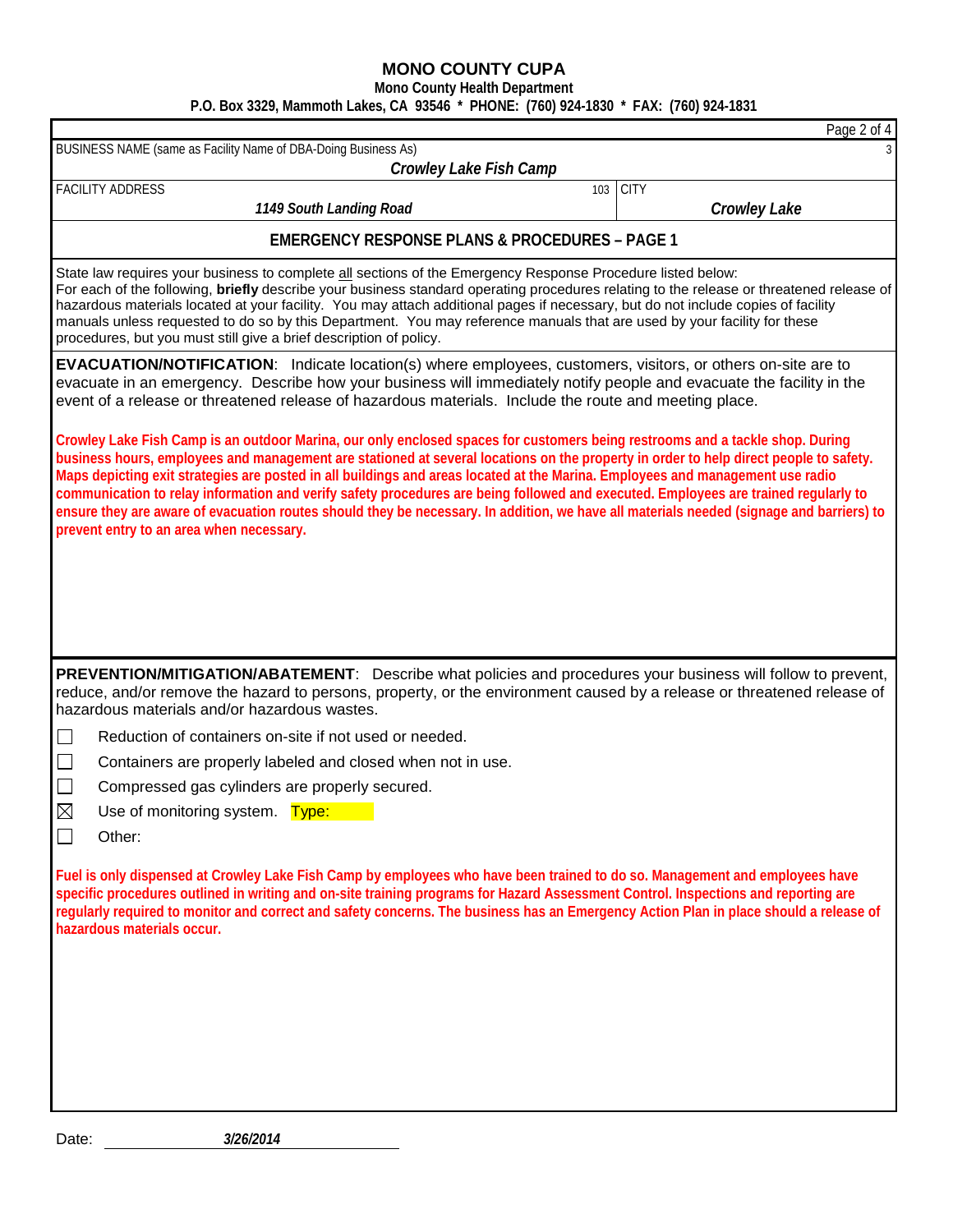# MONO COUNTY CUPA

**Mono County Health Department**

**P.O. Box 3329, Mammoth Lakes, CA 93546 * PHONE: (760) 924-1830 * FAX: (760) 924-1831**

| BUSINESS NAME (same as Facility Name of DBA-Doing Business As) | | 3 |
|---|---|---|
| *Crowley Lake Fish Camp* | | |
| FACILITY ADDRESS | 103 | CITY |
| *1149 South Landing Road* | | *Crowley Lake* |

## EMERGENCY RESPONSE PLANS & PROCEDURES – PAGE 1

State law requires your business to complete all sections of the Emergency Response Procedure listed below:
For each of the following, **briefly** describe your business standard operating procedures relating to the release or threatened release of hazardous materials located at your facility. You may attach additional pages if necessary, but do not include copies of facility manuals unless requested to do so by this Department. You may reference manuals that are used by your facility for these procedures, but you must still give a brief description of policy.

**EVACUATION/NOTIFICATION**: Indicate location(s) where employees, customers, visitors, or others on-site are to evacuate in an emergency. Describe how your business will immediately notify people and evacuate the facility in the event of a release or threatened release of hazardous materials. Include the route and meeting place.

**Crowley Lake Fish Camp is an outdoor Marina, our only enclosed spaces for customers being restrooms and a tackle shop. During business hours, employees and management are stationed at several locations on the property in order to help direct people to safety. Maps depicting exit strategies are posted in all buildings and areas located at the Marina. Employees and management use radio communication to relay information and verify safety procedures are being followed and executed. Employees are trained regularly to ensure they are aware of evacuation routes should they be necessary. In addition, we have all materials needed (signage and barriers) to prevent entry to an area when necessary.**

**PREVENTION/MITIGATION/ABATEMENT**: Describe what policies and procedures your business will follow to prevent, reduce, and/or remove the hazard to persons, property, or the environment caused by a release or threatened release of hazardous materials and/or hazardous wastes.

- ☐ Reduction of containers on-site if not used or needed.
- ☐ Containers are properly labeled and closed when not in use.
- ☐ Compressed gas cylinders are properly secured.
- ☒ Use of monitoring system. Type:
- ☐ Other:

**Fuel is only dispensed at Crowley Lake Fish Camp by employees who have been trained to do so. Management and employees have specific procedures outlined in writing and on-site training programs for Hazard Assessment Control. Inspections and reporting are regularly required to monitor and correct and safety concerns. The business has an Emergency Action Plan in place should a release of hazardous materials occur.**

Date: *3/26/2014*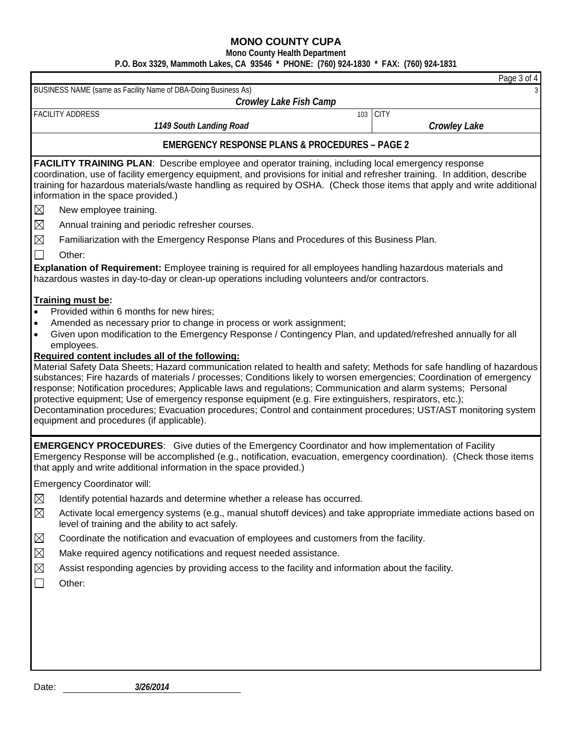# MONO COUNTY CUPA

**Mono County Health Department**

**P.O. Box 3329, Mammoth Lakes, CA 93546 * PHONE: (760) 924-1830 * FAX: (760) 924-1831**

| BUSINESS NAME (same as Facility Name of DBA-Doing Business As) | | 3 |
|---|---|---|
| *Crowley Lake Fish Camp* | | |
| FACILITY ADDRESS | 103 | CITY |
| *1149 South Landing Road* | | *Crowley Lake* |

## EMERGENCY RESPONSE PLANS & PROCEDURES – PAGE 2

**FACILITY TRAINING PLAN**: Describe employee and operator training, including local emergency response coordination, use of facility emergency equipment, and provisions for initial and refresher training. In addition, describe training for hazardous materials/waste handling as required by OSHA. (Check those items that apply and write additional information in the space provided.)

- ☒ New employee training.
- ☒ Annual training and periodic refresher courses.
- ☒ Familiarization with the Emergency Response Plans and Procedures of this Business Plan.
- ☐ Other:

**Explanation of Requirement:** Employee training is required for all employees handling hazardous materials and hazardous wastes in day-to-day or clean-up operations including volunteers and/or contractors.

**Training must be:**

- Provided within 6 months for new hires;
- Amended as necessary prior to change in process or work assignment;
- Given upon modification to the Emergency Response / Contingency Plan, and updated/refreshed annually for all employees.

**Required content includes all of the following:**

Material Safety Data Sheets; Hazard communication related to health and safety; Methods for safe handling of hazardous substances; Fire hazards of materials / processes; Conditions likely to worsen emergencies; Coordination of emergency response; Notification procedures; Applicable laws and regulations; Communication and alarm systems; Personal protective equipment; Use of emergency response equipment (e.g. Fire extinguishers, respirators, etc.); Decontamination procedures; Evacuation procedures; Control and containment procedures; UST/AST monitoring system equipment and procedures (if applicable).

**EMERGENCY PROCEDURES**: Give duties of the Emergency Coordinator and how implementation of Facility Emergency Response will be accomplished (e.g., notification, evacuation, emergency coordination). (Check those items that apply and write additional information in the space provided.)

Emergency Coordinator will:

- ☒ Identify potential hazards and determine whether a release has occurred.
- ☒ Activate local emergency systems (e.g., manual shutoff devices) and take appropriate immediate actions based on level of training and the ability to act safely.
- ☒ Coordinate the notification and evacuation of employees and customers from the facility.
- ☒ Make required agency notifications and request needed assistance.
- ☒ Assist responding agencies by providing access to the facility and information about the facility.
- ☐ Other:

Date: *3/26/2014*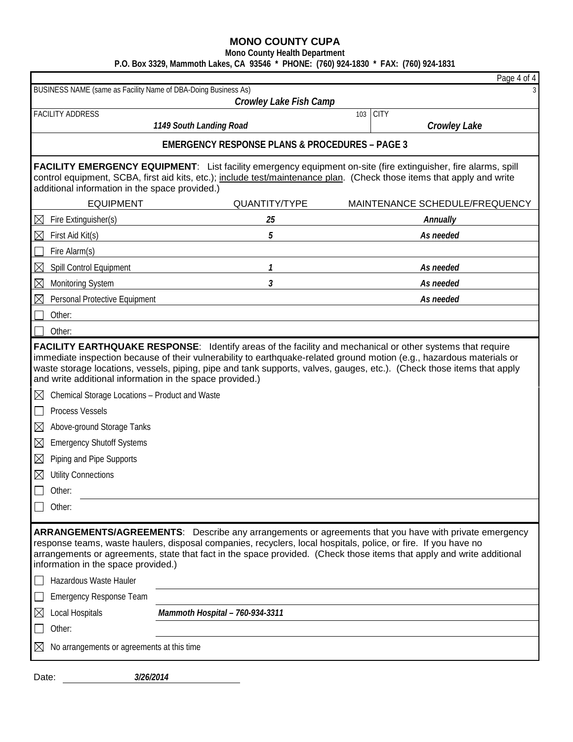# MONO COUNTY CUPA

**Mono County Health Department**

**P.O. Box 3329, Mammoth Lakes, CA 93546 * PHONE: (760) 924-1830 * FAX: (760) 924-1831**

| | |
|---|---|
| BUSINESS NAME (same as Facility Name of DBA-Doing Business As) 3 | ***Crowley Lake Fish Camp*** |
| FACILITY ADDRESS 103 | ***1149 South Landing Road*** |
| CITY | ***Crowley Lake*** |

## EMERGENCY RESPONSE PLANS & PROCEDURES – PAGE 3

**FACILITY EMERGENCY EQUIPMENT**: List facility emergency equipment on-site (fire extinguisher, fire alarms, spill control equipment, SCBA, first aid kits, etc.); include test/maintenance plan. (Check those items that apply and write additional information in the space provided.)

| EQUIPMENT | QUANTITY/TYPE | MAINTENANCE SCHEDULE/FREQUENCY |
|---|---|---|
| ☒ Fire Extinguisher(s) | ***25*** | ***Annually*** |
| ☒ First Aid Kit(s) | ***5*** | ***As needed*** |
| ☐ Fire Alarm(s) | | |
| ☒ Spill Control Equipment | ***1*** | ***As needed*** |
| ☒ Monitoring System | ***3*** | ***As needed*** |
| ☒ Personal Protective Equipment | | ***As needed*** |
| ☐ Other: | | |
| ☐ Other: | | |

**FACILITY EARTHQUAKE RESPONSE**: Identify areas of the facility and mechanical or other systems that require immediate inspection because of their vulnerability to earthquake-related ground motion (e.g., hazardous materials or waste storage locations, vessels, piping, pipe and tank supports, valves, gauges, etc.). (Check those items that apply and write additional information in the space provided.)

- ☒ Chemical Storage Locations – Product and Waste
- ☐ Process Vessels
- ☒ Above-ground Storage Tanks
- ☒ Emergency Shutoff Systems
- ☒ Piping and Pipe Supports
- ☒ Utility Connections
- ☐ Other:
- ☐ Other:

**ARRANGEMENTS/AGREEMENTS**: Describe any arrangements or agreements that you have with private emergency response teams, waste haulers, disposal companies, recyclers, local hospitals, police, or fire. If you have no arrangements or agreements, state that fact in the space provided. (Check those items that apply and write additional information in the space provided.)

- ☐ Hazardous Waste Hauler
- ☐ Emergency Response Team
- ☒ Local Hospitals ***Mammoth Hospital – 760-934-3311***
- ☐ Other:
- ☒ No arrangements or agreements at this time

Date: ***3/26/2014***